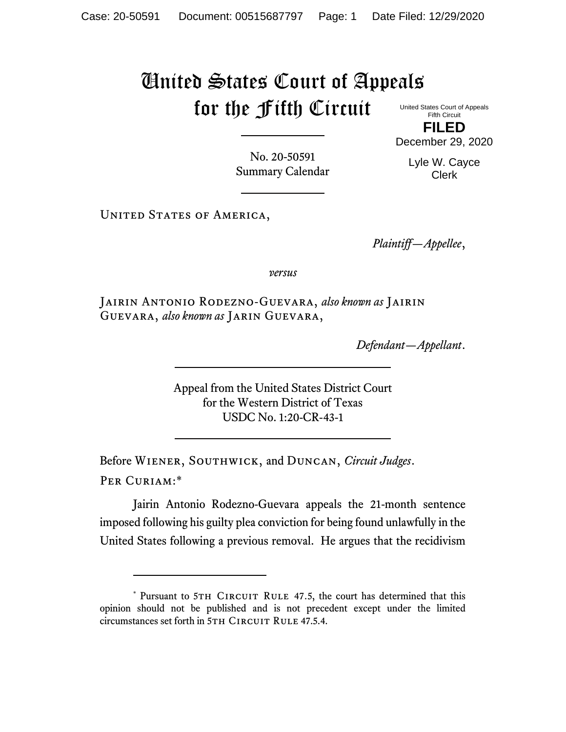# United States Court of Appeals for the Fifth Circuit

United States Court of Appeals
Fifth Circuit

**FILED**

December 29, 2020

Lyle W. Cayce
Clerk

No. 20-50591
Summary Calendar

United States of America,

*Plaintiff—Appellee*,

*versus*

Jairin Antonio Rodezno-Guevara, *also known as* Jairin Guevara, *also known as* Jarin Guevara,

*Defendant—Appellant*.

Appeal from the United States District Court
for the Western District of Texas
USDC No. 1:20-CR-43-1

Before Wiener, Southwick, and Duncan, *Circuit Judges*.

Per Curiam:*

Jairin Antonio Rodezno-Guevara appeals the 21-month sentence imposed following his guilty plea conviction for being found unlawfully in the United States following a previous removal. He argues that the recidivism

\* Pursuant to 5th Circuit Rule 47.5, the court has determined that this opinion should not be published and is not precedent except under the limited circumstances set forth in 5th Circuit Rule 47.5.4.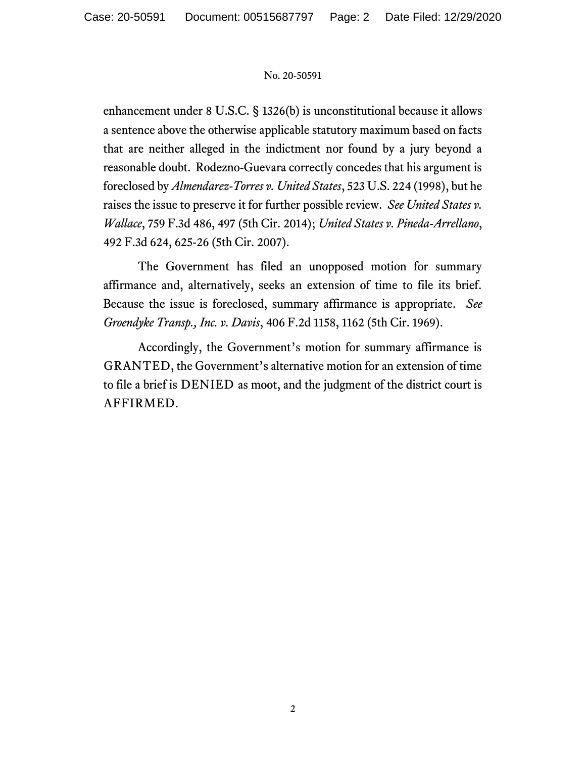enhancement under 8 U.S.C. § 1326(b) is unconstitutional because it allows a sentence above the otherwise applicable statutory maximum based on facts that are neither alleged in the indictment nor found by a jury beyond a reasonable doubt. Rodezno-Guevara correctly concedes that his argument is foreclosed by *Almendarez-Torres v. United States*, 523 U.S. 224 (1998), but he raises the issue to preserve it for further possible review. *See United States v. Wallace*, 759 F.3d 486, 497 (5th Cir. 2014); *United States v. Pineda-Arrellano*, 492 F.3d 624, 625-26 (5th Cir. 2007).

The Government has filed an unopposed motion for summary affirmance and, alternatively, seeks an extension of time to file its brief. Because the issue is foreclosed, summary affirmance is appropriate. *See Groendyke Transp., Inc. v. Davis*, 406 F.2d 1158, 1162 (5th Cir. 1969).

Accordingly, the Government's motion for summary affirmance is GRANTED, the Government's alternative motion for an extension of time to file a brief is DENIED as moot, and the judgment of the district court is AFFIRMED.